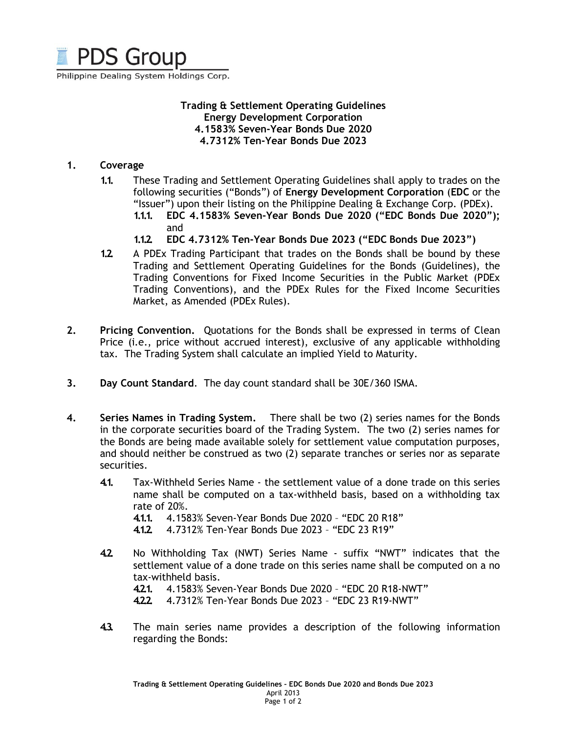PDS Group
Philippine Dealing System Holdings Corp.

**Trading & Settlement Operating Guidelines**
**Energy Development Corporation**
**4.1583% Seven-Year Bonds Due 2020**
**4.7312% Ten-Year Bonds Due 2023**

1. **Coverage**
   - 1.1. These Trading and Settlement Operating Guidelines shall apply to trades on the following securities ("Bonds") of **Energy Development Corporation** (**EDC** or the "Issuer") upon their listing on the Philippine Dealing & Exchange Corp. (PDEx).
     - 1.1.1. **EDC 4.1583% Seven-Year Bonds Due 2020 ("EDC Bonds Due 2020");** and
     - 1.1.2. **EDC 4.7312% Ten-Year Bonds Due 2023 ("EDC Bonds Due 2023")**
   - 1.2. A PDEx Trading Participant that trades on the Bonds shall be bound by these Trading and Settlement Operating Guidelines for the Bonds (Guidelines), the Trading Conventions for Fixed Income Securities in the Public Market (PDEx Trading Conventions), and the PDEx Rules for the Fixed Income Securities Market, as Amended (PDEx Rules).

2. **Pricing Convention.** Quotations for the Bonds shall be expressed in terms of Clean Price (i.e., price without accrued interest), exclusive of any applicable withholding tax. The Trading System shall calculate an implied Yield to Maturity.

3. **Day Count Standard**. The day count standard shall be 30E/360 ISMA.

4. **Series Names in Trading System.** There shall be two (2) series names for the Bonds in the corporate securities board of the Trading System. The two (2) series names for the Bonds are being made available solely for settlement value computation purposes, and should neither be construed as two (2) separate tranches or series nor as separate securities.
   - 4.1. Tax-Withheld Series Name - the settlement value of a done trade on this series name shall be computed on a tax-withheld basis, based on a withholding tax rate of 20%.
     - 4.1.1. 4.1583% Seven-Year Bonds Due 2020 – "EDC 20 R18"
     - 4.1.2. 4.7312% Ten-Year Bonds Due 2023 – "EDC 23 R19"
   - 4.2. No Withholding Tax (NWT) Series Name - suffix "NWT" indicates that the settlement value of a done trade on this series name shall be computed on a no tax-withheld basis.
     - 4.2.1. 4.1583% Seven-Year Bonds Due 2020 – "EDC 20 R18-NWT"
     - 4.2.2. 4.7312% Ten-Year Bonds Due 2023 – "EDC 23 R19-NWT"
   - 4.3. The main series name provides a description of the following information regarding the Bonds: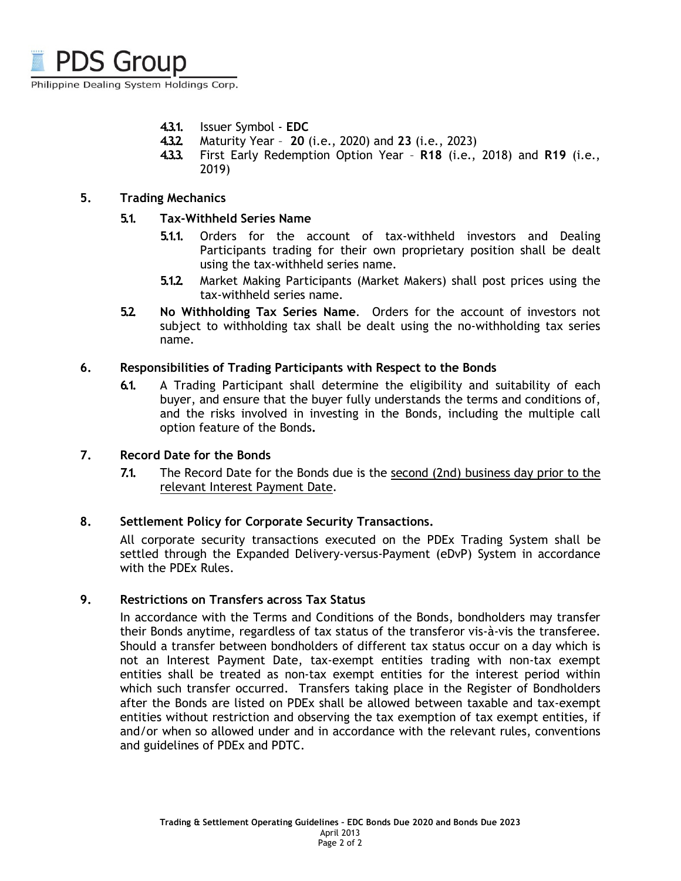- **4.3.1.** Issuer Symbol - **EDC**
- **4.3.2.** Maturity Year – **20** (i.e., 2020) and **23** (i.e., 2023)
- **4.3.3.** First Early Redemption Option Year – **R18** (i.e., 2018) and **R19** (i.e., 2019)

## 5. Trading Mechanics

### 5.1. Tax-Withheld Series Name

- **5.1.1.** Orders for the account of tax-withheld investors and Dealing Participants trading for their own proprietary position shall be dealt using the tax-withheld series name.
- **5.1.2.** Market Making Participants (Market Makers) shall post prices using the tax-withheld series name.

**5.2. No Withholding Tax Series Name**. Orders for the account of investors not subject to withholding tax shall be dealt using the no-withholding tax series name.

## 6. Responsibilities of Trading Participants with Respect to the Bonds

**6.1.** A Trading Participant shall determine the eligibility and suitability of each buyer, and ensure that the buyer fully understands the terms and conditions of, and the risks involved in investing in the Bonds, including the multiple call option feature of the Bonds**.**

## 7. Record Date for the Bonds

**7.1.** The Record Date for the Bonds due is the second (2nd) business day prior to the relevant Interest Payment Date.

## 8. Settlement Policy for Corporate Security Transactions.

All corporate security transactions executed on the PDEx Trading System shall be settled through the Expanded Delivery-versus-Payment (eDvP) System in accordance with the PDEx Rules.

## 9. Restrictions on Transfers across Tax Status

In accordance with the Terms and Conditions of the Bonds, bondholders may transfer their Bonds anytime, regardless of tax status of the transferor vis-à-vis the transferee. Should a transfer between bondholders of different tax status occur on a day which is not an Interest Payment Date, tax-exempt entities trading with non-tax exempt entities shall be treated as non-tax exempt entities for the interest period within which such transfer occurred. Transfers taking place in the Register of Bondholders after the Bonds are listed on PDEx shall be allowed between taxable and tax-exempt entities without restriction and observing the tax exemption of tax exempt entities, if and/or when so allowed under and in accordance with the relevant rules, conventions and guidelines of PDEx and PDTC.